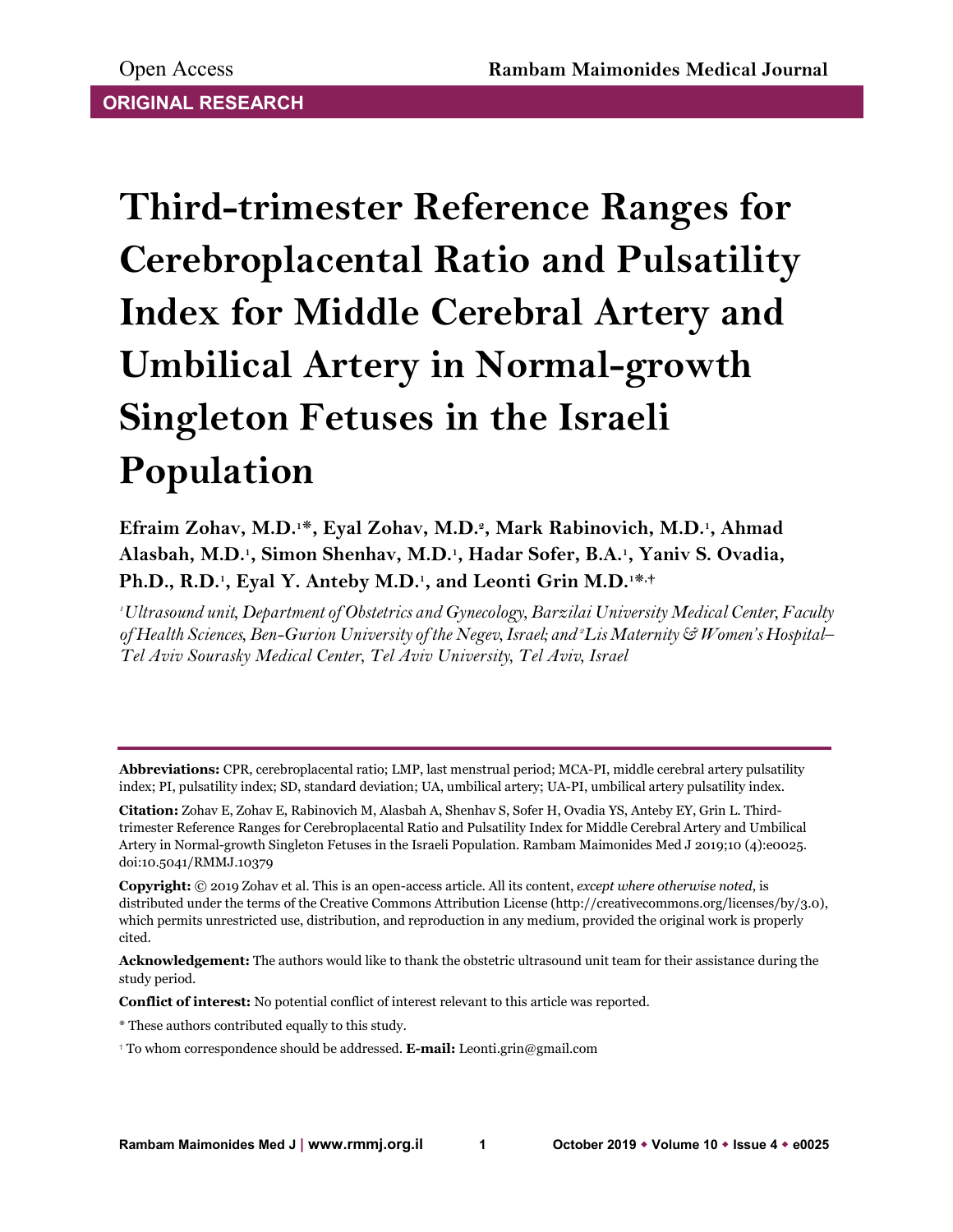Open Access

**ORIGINAL RESEARCH**

# Third-trimester Reference Ranges for Cerebroplacental Ratio and Pulsatility Index for Middle Cerebral Artery and Umbilical Artery in Normal-growth Singleton Fetuses in the Israeli Population

**Efraim Zohav, M.D.[1]\*, Eyal Zohav, M.D.[2], Mark Rabinovich, M.D.[1], Ahmad Alasbah, M.D.[1], Simon Shenhav, M.D.[1], Hadar Sofer, B.A.[1], Yaniv S. Ovadia, Ph.D., R.D.[1], Eyal Y. Anteby M.D.[1], and Leonti Grin M.D.[1]\*,†**

*[1]Ultrasound unit, Department of Obstetrics and Gynecology, Barzilai University Medical Center, Faculty of Health Sciences, Ben-Gurion University of the Negev, Israel; and [2]Lis Maternity & Women's Hospital–Tel Aviv Sourasky Medical Center, Tel Aviv University, Tel Aviv, Israel*

---

**Abbreviations:** CPR, cerebroplacental ratio; LMP, last menstrual period; MCA-PI, middle cerebral artery pulsatility index; PI, pulsatility index; SD, standard deviation; UA, umbilical artery; UA-PI, umbilical artery pulsatility index.

**Citation:** Zohav E, Zohav E, Rabinovich M, Alasbah A, Shenhav S, Sofer H, Ovadia YS, Anteby EY, Grin L. Third-trimester Reference Ranges for Cerebroplacental Ratio and Pulsatility Index for Middle Cerebral Artery and Umbilical Artery in Normal-growth Singleton Fetuses in the Israeli Population. Rambam Maimonides Med J 2019;10 (4):e0025. doi:10.5041/RMMJ.10379

**Copyright:** © 2019 Zohav et al. This is an open-access article. All its content, *except where otherwise noted*, is distributed under the terms of the Creative Commons Attribution License (http://creativecommons.org/licenses/by/3.0), which permits unrestricted use, distribution, and reproduction in any medium, provided the original work is properly cited.

**Acknowledgement:** The authors would like to thank the obstetric ultrasound unit team for their assistance during the study period.

**Conflict of interest:** No potential conflict of interest relevant to this article was reported.

\* These authors contributed equally to this study.

† To whom correspondence should be addressed. **E-mail:** Leonti.grin@gmail.com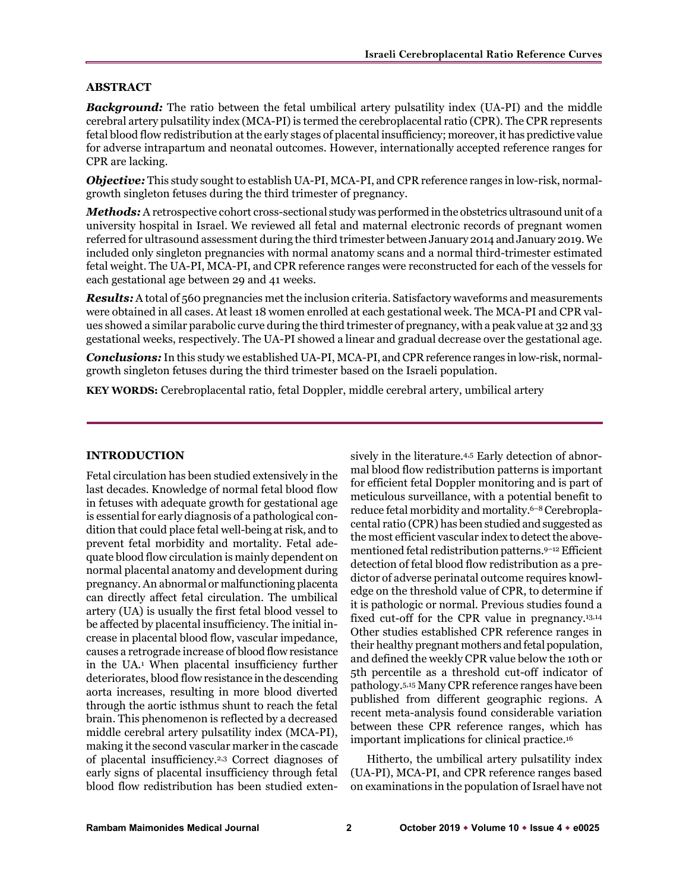## ABSTRACT

***Background:*** The ratio between the fetal umbilical artery pulsatility index (UA-PI) and the middle cerebral artery pulsatility index (MCA-PI) is termed the cerebroplacental ratio (CPR). The CPR represents fetal blood flow redistribution at the early stages of placental insufficiency; moreover, it has predictive value for adverse intrapartum and neonatal outcomes. However, internationally accepted reference ranges for CPR are lacking.

***Objective:*** This study sought to establish UA-PI, MCA-PI, and CPR reference ranges in low-risk, normal-growth singleton fetuses during the third trimester of pregnancy.

***Methods:*** A retrospective cohort cross-sectional study was performed in the obstetrics ultrasound unit of a university hospital in Israel. We reviewed all fetal and maternal electronic records of pregnant women referred for ultrasound assessment during the third trimester between January 2014 and January 2019. We included only singleton pregnancies with normal anatomy scans and a normal third-trimester estimated fetal weight. The UA-PI, MCA-PI, and CPR reference ranges were reconstructed for each of the vessels for each gestational age between 29 and 41 weeks.

***Results:*** A total of 560 pregnancies met the inclusion criteria. Satisfactory waveforms and measurements were obtained in all cases. At least 18 women enrolled at each gestational week. The MCA-PI and CPR values showed a similar parabolic curve during the third trimester of pregnancy, with a peak value at 32 and 33 gestational weeks, respectively. The UA-PI showed a linear and gradual decrease over the gestational age.

***Conclusions:*** In this study we established UA-PI, MCA-PI, and CPR reference ranges in low-risk, normal-growth singleton fetuses during the third trimester based on the Israeli population.

**KEY WORDS:** Cerebroplacental ratio, fetal Doppler, middle cerebral artery, umbilical artery

## INTRODUCTION

Fetal circulation has been studied extensively in the last decades. Knowledge of normal fetal blood flow in fetuses with adequate growth for gestational age is essential for early diagnosis of a pathological condition that could place fetal well-being at risk, and to prevent fetal morbidity and mortality. Fetal adequate blood flow circulation is mainly dependent on normal placental anatomy and development during pregnancy. An abnormal or malfunctioning placenta can directly affect fetal circulation. The umbilical artery (UA) is usually the first fetal blood vessel to be affected by placental insufficiency. The initial increase in placental blood flow, vascular impedance, causes a retrograde increase of blood flow resistance in the UA.[1] When placental insufficiency further deteriorates, blood flow resistance in the descending aorta increases, resulting in more blood diverted through the aortic isthmus shunt to reach the fetal brain. This phenomenon is reflected by a decreased middle cerebral artery pulsatility index (MCA-PI), making it the second vascular marker in the cascade of placental insufficiency.[2,3] Correct diagnoses of early signs of placental insufficiency through fetal blood flow redistribution has been studied extensively in the literature.[4,5] Early detection of abnormal blood flow redistribution patterns is important for efficient fetal Doppler monitoring and is part of meticulous surveillance, with a potential benefit to reduce fetal morbidity and mortality.[6–8] Cerebroplacental ratio (CPR) has been studied and suggested as the most efficient vascular index to detect the abovementioned fetal redistribution patterns.[9–12] Efficient detection of fetal blood flow redistribution as a predictor of adverse perinatal outcome requires knowledge on the threshold value of CPR, to determine if it is pathologic or normal. Previous studies found a fixed cut-off for the CPR value in pregnancy.[13,14] Other studies established CPR reference ranges in their healthy pregnant mothers and fetal population, and defined the weekly CPR value below the 10th or 5th percentile as a threshold cut-off indicator of pathology.[5,15] Many CPR reference ranges have been published from different geographic regions. A recent meta-analysis found considerable variation between these CPR reference ranges, which has important implications for clinical practice.[16]

Hitherto, the umbilical artery pulsatility index (UA-PI), MCA-PI, and CPR reference ranges based on examinations in the population of Israel have not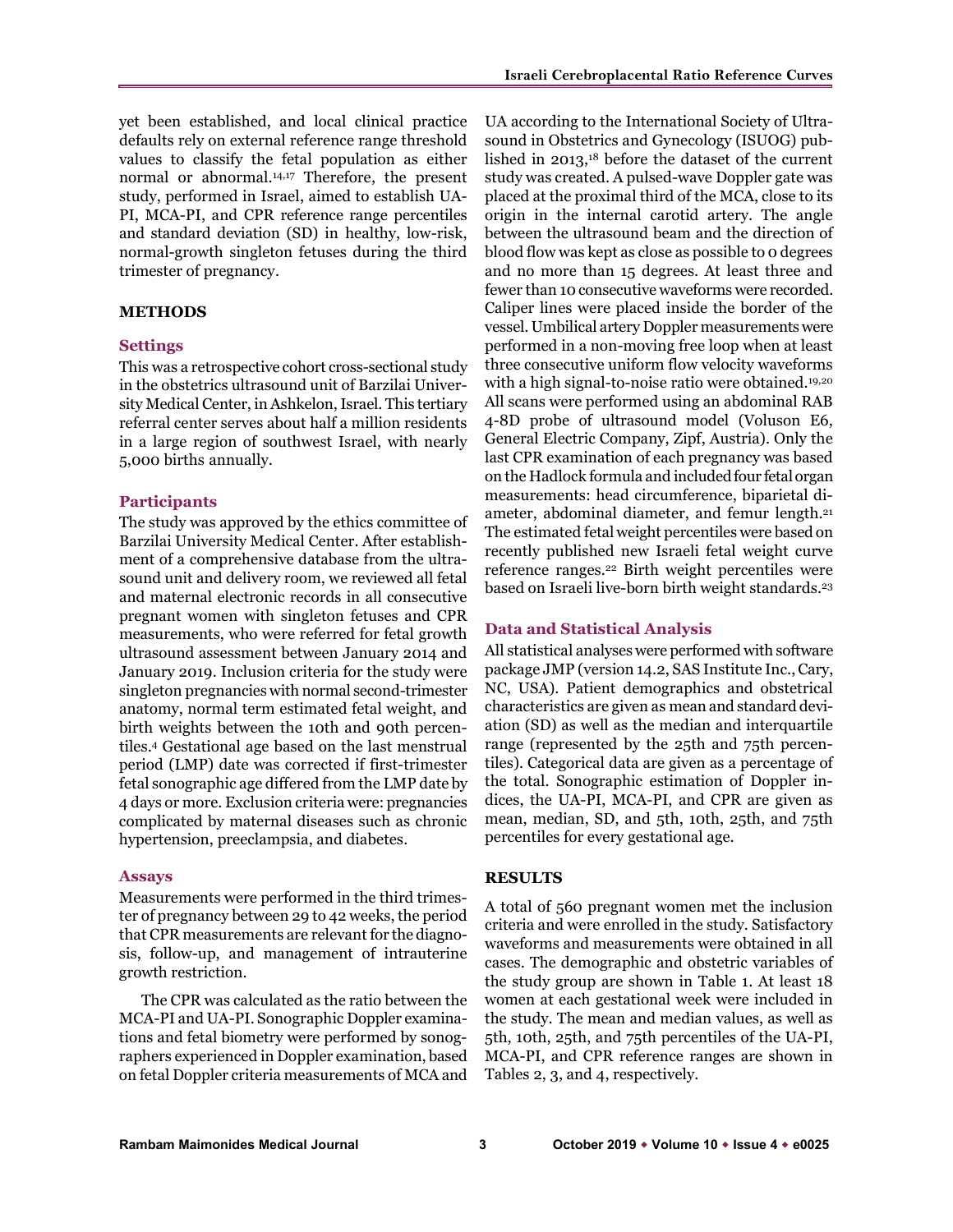yet been established, and local clinical practice defaults rely on external reference range threshold values to classify the fetal population as either normal or abnormal.[14,17] Therefore, the present study, performed in Israel, aimed to establish UA-PI, MCA-PI, and CPR reference range percentiles and standard deviation (SD) in healthy, low-risk, normal-growth singleton fetuses during the third trimester of pregnancy.

## METHODS

### Settings

This was a retrospective cohort cross-sectional study in the obstetrics ultrasound unit of Barzilai University Medical Center, in Ashkelon, Israel. This tertiary referral center serves about half a million residents in a large region of southwest Israel, with nearly 5,000 births annually.

### Participants

The study was approved by the ethics committee of Barzilai University Medical Center. After establishment of a comprehensive database from the ultrasound unit and delivery room, we reviewed all fetal and maternal electronic records in all consecutive pregnant women with singleton fetuses and CPR measurements, who were referred for fetal growth ultrasound assessment between January 2014 and January 2019. Inclusion criteria for the study were singleton pregnancies with normal second-trimester anatomy, normal term estimated fetal weight, and birth weights between the 10th and 90th percentiles.[4] Gestational age based on the last menstrual period (LMP) date was corrected if first-trimester fetal sonographic age differed from the LMP date by 4 days or more. Exclusion criteria were: pregnancies complicated by maternal diseases such as chronic hypertension, preeclampsia, and diabetes.

### Assays

Measurements were performed in the third trimester of pregnancy between 29 to 42 weeks, the period that CPR measurements are relevant for the diagnosis, follow-up, and management of intrauterine growth restriction.

The CPR was calculated as the ratio between the MCA-PI and UA-PI. Sonographic Doppler examinations and fetal biometry were performed by sonographers experienced in Doppler examination, based on fetal Doppler criteria measurements of MCA and UA according to the International Society of Ultrasound in Obstetrics and Gynecology (ISUOG) published in 2013,[18] before the dataset of the current study was created. A pulsed-wave Doppler gate was placed at the proximal third of the MCA, close to its origin in the internal carotid artery. The angle between the ultrasound beam and the direction of blood flow was kept as close as possible to 0 degrees and no more than 15 degrees. At least three and fewer than 10 consecutive waveforms were recorded. Caliper lines were placed inside the border of the vessel. Umbilical artery Doppler measurements were performed in a non-moving free loop when at least three consecutive uniform flow velocity waveforms with a high signal-to-noise ratio were obtained.[19,20] All scans were performed using an abdominal RAB 4-8D probe of ultrasound model (Voluson E6, General Electric Company, Zipf, Austria). Only the last CPR examination of each pregnancy was based on the Hadlock formula and included four fetal organ measurements: head circumference, biparietal diameter, abdominal diameter, and femur length.[21] The estimated fetal weight percentiles were based on recently published new Israeli fetal weight curve reference ranges.[22] Birth weight percentiles were based on Israeli live-born birth weight standards.[23]

### Data and Statistical Analysis

All statistical analyses were performed with software package JMP (version 14.2, SAS Institute Inc., Cary, NC, USA). Patient demographics and obstetrical characteristics are given as mean and standard deviation (SD) as well as the median and interquartile range (represented by the 25th and 75th percentiles). Categorical data are given as a percentage of the total. Sonographic estimation of Doppler indices, the UA-PI, MCA-PI, and CPR are given as mean, median, SD, and 5th, 10th, 25th, and 75th percentiles for every gestational age.

## RESULTS

A total of 560 pregnant women met the inclusion criteria and were enrolled in the study. Satisfactory waveforms and measurements were obtained in all cases. The demographic and obstetric variables of the study group are shown in Table 1. At least 18 women at each gestational week were included in the study. The mean and median values, as well as 5th, 10th, 25th, and 75th percentiles of the UA-PI, MCA-PI, and CPR reference ranges are shown in Tables 2, 3, and 4, respectively.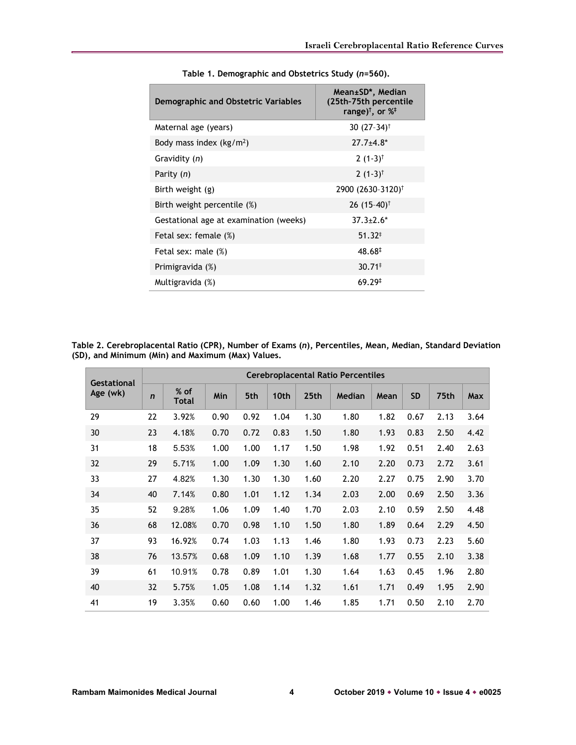**Table 1. Demographic and Obstetrics Study (*n*=560).**

| Demographic and Obstetric Variables | Mean±SD*, Median (25th-75th percentile range)†, or %‡ |
|---|---|
| Maternal age (years) | 30 (27–34)† |
| Body mass index ($kg/m^2$) | 27.7±4.8* |
| Gravidity (*n*) | 2 (1-3)† |
| Parity (*n*) | 2 (1-3)† |
| Birth weight (g) | 2900 (2630–3120)† |
| Birth weight percentile (%) | 26 (15–40)† |
| Gestational age at examination (weeks) | 37.3±2.6* |
| Fetal sex: female (%) | 51.32‡ |
| Fetal sex: male (%) | 48.68‡ |
| Primigravida (%) | 30.71‡ |
| Multigravida (%) | 69.29‡ |

**Table 2. Cerebroplacental Ratio (CPR), Number of Exams (*n*), Percentiles, Mean, Median, Standard Deviation (SD), and Minimum (Min) and Maximum (Max) Values.**

| Gestational Age (wk) | Cerebroplacental Ratio Percentiles | | | | | | | | | | |
|---|---|---|---|---|---|---|---|---|---|---|---|
| | *n* | % of Total | Min | 5th | 10th | 25th | Median | Mean | SD | 75th | Max |
| 29 | 22 | 3.92% | 0.90 | 0.92 | 1.04 | 1.30 | 1.80 | 1.82 | 0.67 | 2.13 | 3.64 |
| 30 | 23 | 4.18% | 0.70 | 0.72 | 0.83 | 1.50 | 1.80 | 1.93 | 0.83 | 2.50 | 4.42 |
| 31 | 18 | 5.53% | 1.00 | 1.00 | 1.17 | 1.50 | 1.98 | 1.92 | 0.51 | 2.40 | 2.63 |
| 32 | 29 | 5.71% | 1.00 | 1.09 | 1.30 | 1.60 | 2.10 | 2.20 | 0.73 | 2.72 | 3.61 |
| 33 | 27 | 4.82% | 1.30 | 1.30 | 1.30 | 1.60 | 2.20 | 2.27 | 0.75 | 2.90 | 3.70 |
| 34 | 40 | 7.14% | 0.80 | 1.01 | 1.12 | 1.34 | 2.03 | 2.00 | 0.69 | 2.50 | 3.36 |
| 35 | 52 | 9.28% | 1.06 | 1.09 | 1.40 | 1.70 | 2.03 | 2.10 | 0.59 | 2.50 | 4.48 |
| 36 | 68 | 12.08% | 0.70 | 0.98 | 1.10 | 1.50 | 1.80 | 1.89 | 0.64 | 2.29 | 4.50 |
| 37 | 93 | 16.92% | 0.74 | 1.03 | 1.13 | 1.46 | 1.80 | 1.93 | 0.73 | 2.23 | 5.60 |
| 38 | 76 | 13.57% | 0.68 | 1.09 | 1.10 | 1.39 | 1.68 | 1.77 | 0.55 | 2.10 | 3.38 |
| 39 | 61 | 10.91% | 0.78 | 0.89 | 1.01 | 1.30 | 1.64 | 1.63 | 0.45 | 1.96 | 2.80 |
| 40 | 32 | 5.75% | 1.05 | 1.08 | 1.14 | 1.32 | 1.61 | 1.71 | 0.49 | 1.95 | 2.90 |
| 41 | 19 | 3.35% | 0.60 | 0.60 | 1.00 | 1.46 | 1.85 | 1.71 | 0.50 | 2.10 | 2.70 |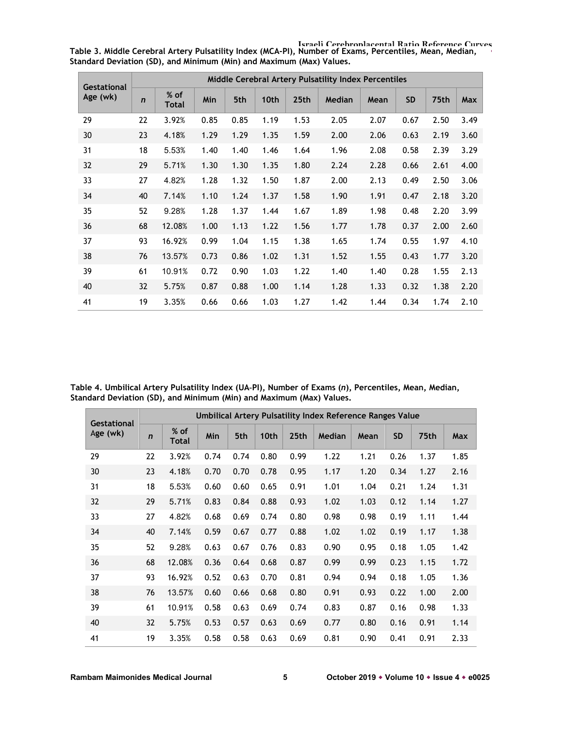**Table 3. Middle Cerebral Artery Pulsatility Index (MCA-PI), Number of Exams, Percentiles, Mean, Median, Standard Deviation (SD), and Minimum (Min) and Maximum (Max) Values.**

| Gestational Age (wk) | Middle Cerebral Artery Pulsatility Index Percentiles | | | | | | | | | | |
|---|---|---|---|---|---|---|---|---|---|---|---|
| | *n* | % of Total | Min | 5th | 10th | 25th | Median | Mean | SD | 75th | Max |
| 29 | 22 | 3.92% | 0.85 | 0.85 | 1.19 | 1.53 | 2.05 | 2.07 | 0.67 | 2.50 | 3.49 |
| 30 | 23 | 4.18% | 1.29 | 1.29 | 1.35 | 1.59 | 2.00 | 2.06 | 0.63 | 2.19 | 3.60 |
| 31 | 18 | 5.53% | 1.40 | 1.40 | 1.46 | 1.64 | 1.96 | 2.08 | 0.58 | 2.39 | 3.29 |
| 32 | 29 | 5.71% | 1.30 | 1.30 | 1.35 | 1.80 | 2.24 | 2.28 | 0.66 | 2.61 | 4.00 |
| 33 | 27 | 4.82% | 1.28 | 1.32 | 1.50 | 1.87 | 2.00 | 2.13 | 0.49 | 2.50 | 3.06 |
| 34 | 40 | 7.14% | 1.10 | 1.24 | 1.37 | 1.58 | 1.90 | 1.91 | 0.47 | 2.18 | 3.20 |
| 35 | 52 | 9.28% | 1.28 | 1.37 | 1.44 | 1.67 | 1.89 | 1.98 | 0.48 | 2.20 | 3.99 |
| 36 | 68 | 12.08% | 1.00 | 1.13 | 1.22 | 1.56 | 1.77 | 1.78 | 0.37 | 2.00 | 2.60 |
| 37 | 93 | 16.92% | 0.99 | 1.04 | 1.15 | 1.38 | 1.65 | 1.74 | 0.55 | 1.97 | 4.10 |
| 38 | 76 | 13.57% | 0.73 | 0.86 | 1.02 | 1.31 | 1.52 | 1.55 | 0.43 | 1.77 | 3.20 |
| 39 | 61 | 10.91% | 0.72 | 0.90 | 1.03 | 1.22 | 1.40 | 1.40 | 0.28 | 1.55 | 2.13 |
| 40 | 32 | 5.75% | 0.87 | 0.88 | 1.00 | 1.14 | 1.28 | 1.33 | 0.32 | 1.38 | 2.20 |
| 41 | 19 | 3.35% | 0.66 | 0.66 | 1.03 | 1.27 | 1.42 | 1.44 | 0.34 | 1.74 | 2.10 |

**Table 4. Umbilical Artery Pulsatility Index (UA-PI), Number of Exams (*n*), Percentiles, Mean, Median, Standard Deviation (SD), and Minimum (Min) and Maximum (Max) Values.**

| Gestational Age (wk) | Umbilical Artery Pulsatility Index Reference Ranges Value | | | | | | | | | | |
|---|---|---|---|---|---|---|---|---|---|---|---|
| | *n* | % of Total | Min | 5th | 10th | 25th | Median | Mean | SD | 75th | Max |
| 29 | 22 | 3.92% | 0.74 | 0.74 | 0.80 | 0.99 | 1.22 | 1.21 | 0.26 | 1.37 | 1.85 |
| 30 | 23 | 4.18% | 0.70 | 0.70 | 0.78 | 0.95 | 1.17 | 1.20 | 0.34 | 1.27 | 2.16 |
| 31 | 18 | 5.53% | 0.60 | 0.60 | 0.65 | 0.91 | 1.01 | 1.04 | 0.21 | 1.24 | 1.31 |
| 32 | 29 | 5.71% | 0.83 | 0.84 | 0.88 | 0.93 | 1.02 | 1.03 | 0.12 | 1.14 | 1.27 |
| 33 | 27 | 4.82% | 0.68 | 0.69 | 0.74 | 0.80 | 0.98 | 0.98 | 0.19 | 1.11 | 1.44 |
| 34 | 40 | 7.14% | 0.59 | 0.67 | 0.77 | 0.88 | 1.02 | 1.02 | 0.19 | 1.17 | 1.38 |
| 35 | 52 | 9.28% | 0.63 | 0.67 | 0.76 | 0.83 | 0.90 | 0.95 | 0.18 | 1.05 | 1.42 |
| 36 | 68 | 12.08% | 0.36 | 0.64 | 0.68 | 0.87 | 0.99 | 0.99 | 0.23 | 1.15 | 1.72 |
| 37 | 93 | 16.92% | 0.52 | 0.63 | 0.70 | 0.81 | 0.94 | 0.94 | 0.18 | 1.05 | 1.36 |
| 38 | 76 | 13.57% | 0.60 | 0.66 | 0.68 | 0.80 | 0.91 | 0.93 | 0.22 | 1.00 | 2.00 |
| 39 | 61 | 10.91% | 0.58 | 0.63 | 0.69 | 0.74 | 0.83 | 0.87 | 0.16 | 0.98 | 1.33 |
| 40 | 32 | 5.75% | 0.53 | 0.57 | 0.63 | 0.69 | 0.77 | 0.80 | 0.16 | 0.91 | 1.14 |
| 41 | 19 | 3.35% | 0.58 | 0.58 | 0.63 | 0.69 | 0.81 | 0.90 | 0.41 | 0.91 | 2.33 |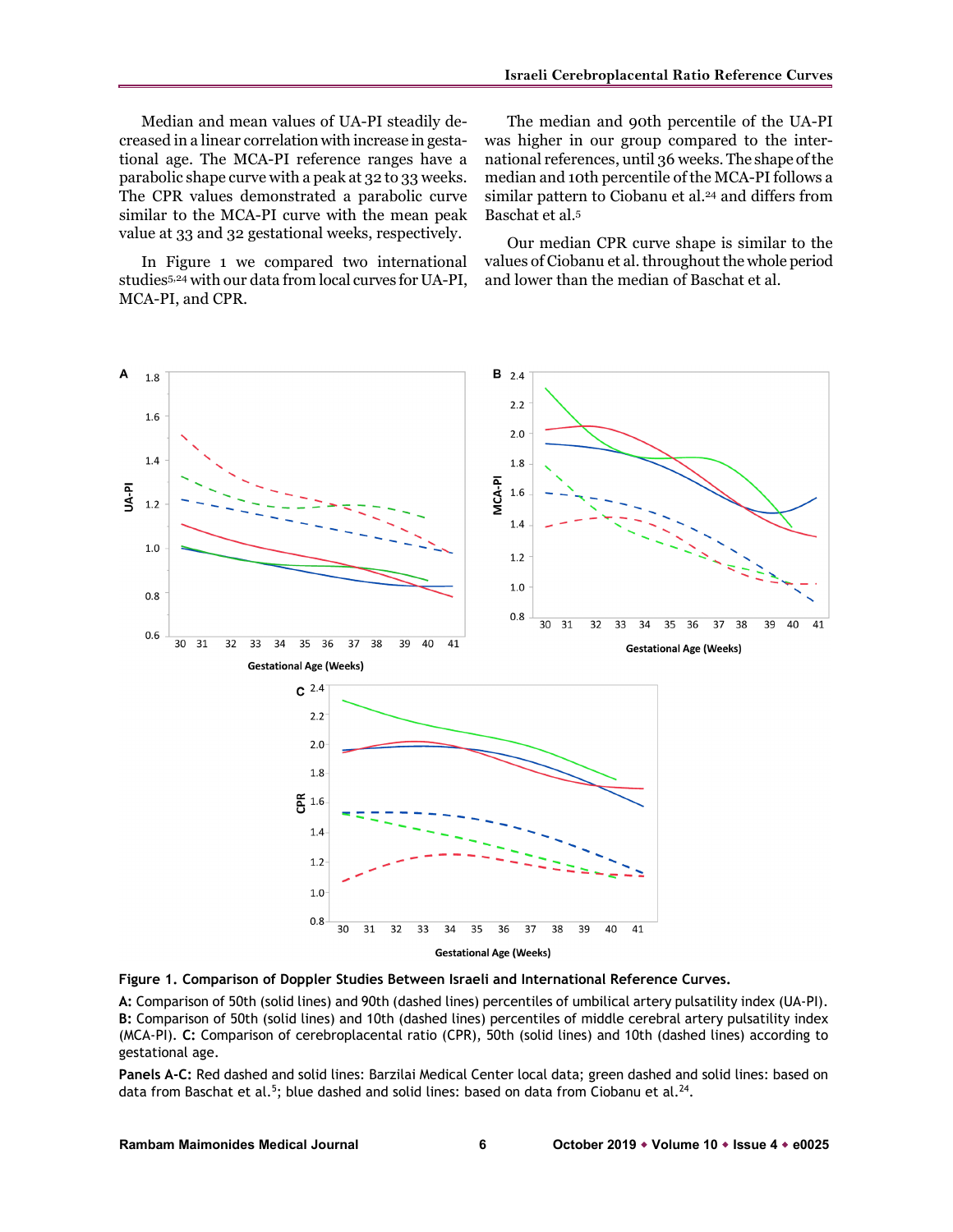Median and mean values of UA-PI steadily decreased in a linear correlation with increase in gestational age. The MCA-PI reference ranges have a parabolic shape curve with a peak at 32 to 33 weeks. The CPR values demonstrated a parabolic curve similar to the MCA-PI curve with the mean peak value at 33 and 32 gestational weeks, respectively.

In Figure 1 we compared two international studies[5,24] with our data from local curves for UA-PI, MCA-PI, and CPR.

The median and 90th percentile of the UA-PI was higher in our group compared to the international references, until 36 weeks. The shape of the median and 10th percentile of the MCA-PI follows a similar pattern to Ciobanu et al.[24] and differs from Baschat et al.[5]

Our median CPR curve shape is similar to the values of Ciobanu et al. throughout the whole period and lower than the median of Baschat et al.

**Figure 1. Comparison of Doppler Studies Between Israeli and International Reference Curves.**

**A:** Comparison of 50th (solid lines) and 90th (dashed lines) percentiles of umbilical artery pulsatility index (UA-PI). **B:** Comparison of 50th (solid lines) and 10th (dashed lines) percentiles of middle cerebral artery pulsatility index (MCA-PI). **C:** Comparison of cerebroplacental ratio (CPR), 50th (solid lines) and 10th (dashed lines) according to gestational age.

**Panels A–C:** Red dashed and solid lines: Barzilai Medical Center local data; green dashed and solid lines: based on data from Baschat et al.[5]; blue dashed and solid lines: based on data from Ciobanu et al.[24].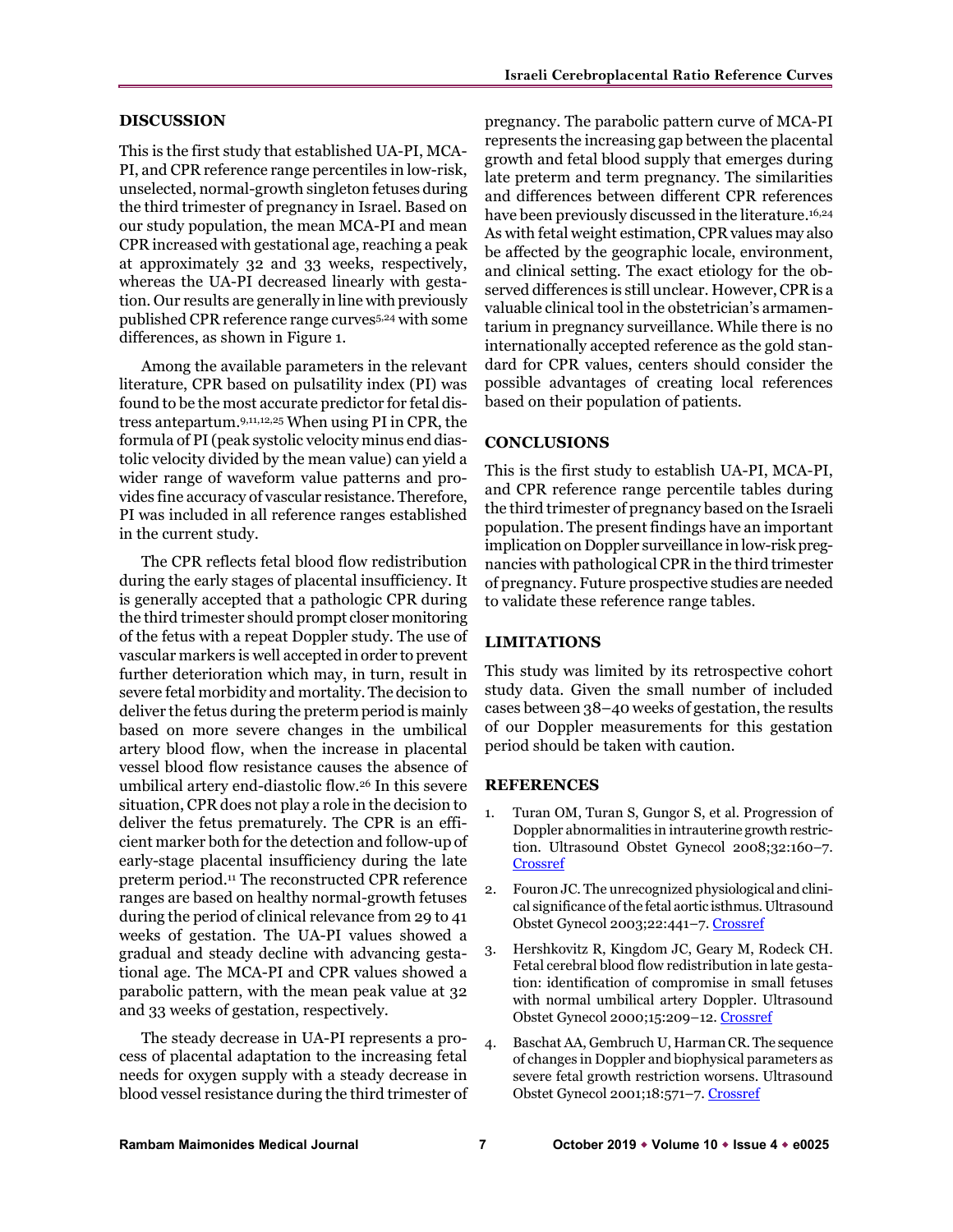## DISCUSSION

This is the first study that established UA-PI, MCA-PI, and CPR reference range percentiles in low-risk, unselected, normal-growth singleton fetuses during the third trimester of pregnancy in Israel. Based on our study population, the mean MCA-PI and mean CPR increased with gestational age, reaching a peak at approximately 32 and 33 weeks, respectively, whereas the UA-PI decreased linearly with gestation. Our results are generally in line with previously published CPR reference range curves[5,24] with some differences, as shown in Figure 1.

Among the available parameters in the relevant literature, CPR based on pulsatility index (PI) was found to be the most accurate predictor for fetal distress antepartum.[9,11,12,25] When using PI in CPR, the formula of PI (peak systolic velocity minus end diastolic velocity divided by the mean value) can yield a wider range of waveform value patterns and provides fine accuracy of vascular resistance. Therefore, PI was included in all reference ranges established in the current study.

The CPR reflects fetal blood flow redistribution during the early stages of placental insufficiency. It is generally accepted that a pathologic CPR during the third trimester should prompt closer monitoring of the fetus with a repeat Doppler study. The use of vascular markers is well accepted in order to prevent further deterioration which may, in turn, result in severe fetal morbidity and mortality. The decision to deliver the fetus during the preterm period is mainly based on more severe changes in the umbilical artery blood flow, when the increase in placental vessel blood flow resistance causes the absence of umbilical artery end-diastolic flow.[26] In this severe situation, CPR does not play a role in the decision to deliver the fetus prematurely. The CPR is an efficient marker both for the detection and follow-up of early-stage placental insufficiency during the late preterm period.[11] The reconstructed CPR reference ranges are based on healthy normal-growth fetuses during the period of clinical relevance from 29 to 41 weeks of gestation. The UA-PI values showed a gradual and steady decline with advancing gestational age. The MCA-PI and CPR values showed a parabolic pattern, with the mean peak value at 32 and 33 weeks of gestation, respectively.

The steady decrease in UA-PI represents a process of placental adaptation to the increasing fetal needs for oxygen supply with a steady decrease in blood vessel resistance during the third trimester of pregnancy. The parabolic pattern curve of MCA-PI represents the increasing gap between the placental growth and fetal blood supply that emerges during late preterm and term pregnancy. The similarities and differences between different CPR references have been previously discussed in the literature.[16,24] As with fetal weight estimation, CPR values may also be affected by the geographic locale, environment, and clinical setting. The exact etiology for the observed differences is still unclear. However, CPR is a valuable clinical tool in the obstetrician's armamentarium in pregnancy surveillance. While there is no internationally accepted reference as the gold standard for CPR values, centers should consider the possible advantages of creating local references based on their population of patients.

## CONCLUSIONS

This is the first study to establish UA-PI, MCA-PI, and CPR reference range percentile tables during the third trimester of pregnancy based on the Israeli population. The present findings have an important implication on Doppler surveillance in low-risk pregnancies with pathological CPR in the third trimester of pregnancy. Future prospective studies are needed to validate these reference range tables.

## LIMITATIONS

This study was limited by its retrospective cohort study data. Given the small number of included cases between 38–40 weeks of gestation, the results of our Doppler measurements for this gestation period should be taken with caution.

## REFERENCES

1. Turan OM, Turan S, Gungor S, et al. Progression of Doppler abnormalities in intrauterine growth restriction. Ultrasound Obstet Gynecol 2008;32:160–7. Crossref
2. Fouron JC. The unrecognized physiological and clinical significance of the fetal aortic isthmus. Ultrasound Obstet Gynecol 2003;22:441–7. Crossref
3. Hershkovitz R, Kingdom JC, Geary M, Rodeck CH. Fetal cerebral blood flow redistribution in late gestation: identification of compromise in small fetuses with normal umbilical artery Doppler. Ultrasound Obstet Gynecol 2000;15:209–12. Crossref
4. Baschat AA, Gembruch U, Harman CR. The sequence of changes in Doppler and biophysical parameters as severe fetal growth restriction worsens. Ultrasound Obstet Gynecol 2001;18:571–7. Crossref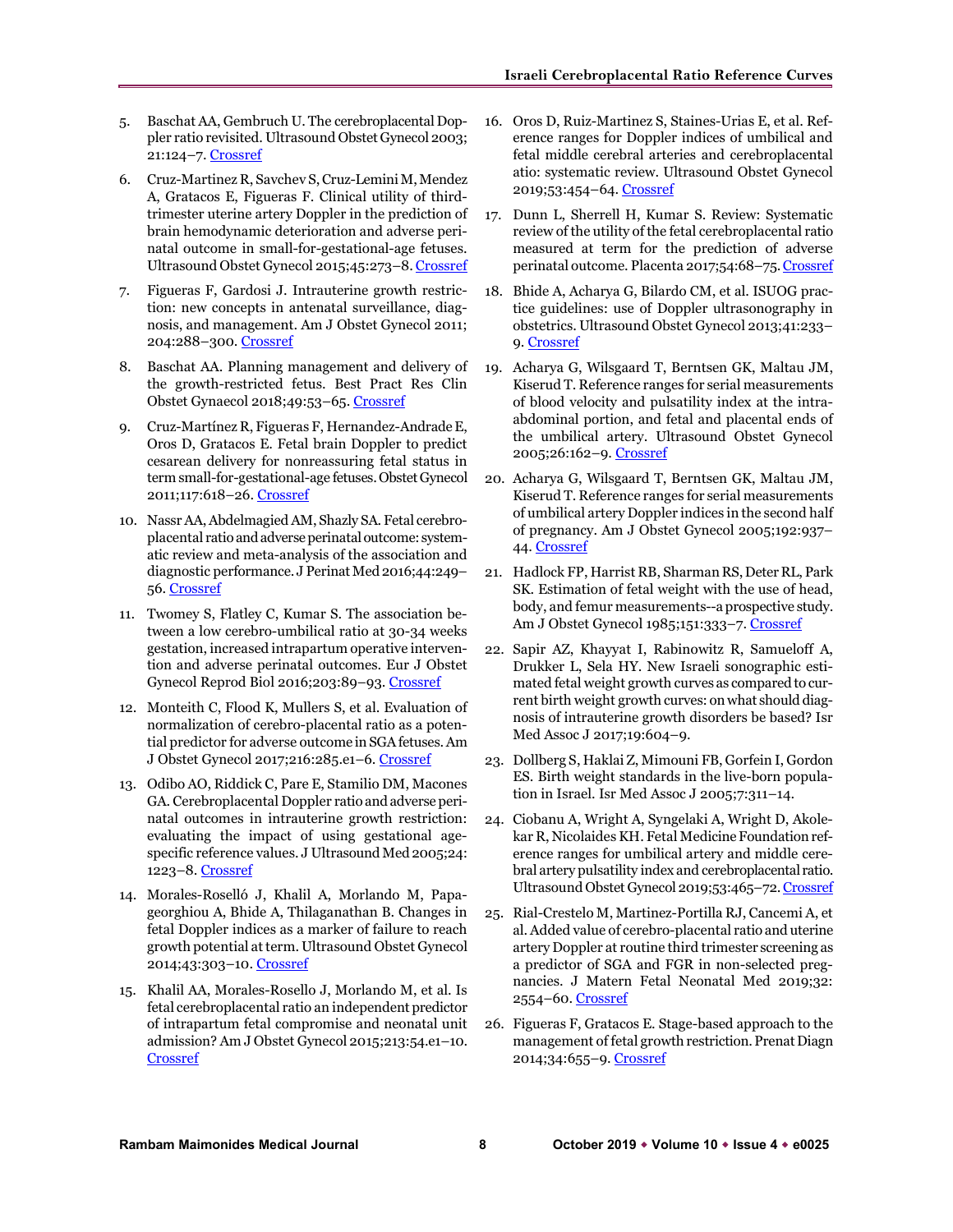5. Baschat AA, Gembruch U. The cerebroplacental Doppler ratio revisited. Ultrasound Obstet Gynecol 2003; 21:124–7. Crossref

6. Cruz-Martinez R, Savchev S, Cruz-Lemini M, Mendez A, Gratacos E, Figueras F. Clinical utility of third-trimester uterine artery Doppler in the prediction of brain hemodynamic deterioration and adverse perinatal outcome in small-for-gestational-age fetuses. Ultrasound Obstet Gynecol 2015;45:273–8. Crossref

7. Figueras F, Gardosi J. Intrauterine growth restriction: new concepts in antenatal surveillance, diagnosis, and management. Am J Obstet Gynecol 2011; 204:288–300. Crossref

8. Baschat AA. Planning management and delivery of the growth-restricted fetus. Best Pract Res Clin Obstet Gynaecol 2018;49:53–65. Crossref

9. Cruz-Martínez R, Figueras F, Hernandez-Andrade E, Oros D, Gratacos E. Fetal brain Doppler to predict cesarean delivery for nonreassuring fetal status in term small-for-gestational-age fetuses. Obstet Gynecol 2011;117:618–26. Crossref

10. Nassr AA, Abdelmagied AM, Shazly SA. Fetal cerebroplacental ratio and adverse perinatal outcome: systematic review and meta-analysis of the association and diagnostic performance. J Perinat Med 2016;44:249–56. Crossref

11. Twomey S, Flatley C, Kumar S. The association between a low cerebro-umbilical ratio at 30-34 weeks gestation, increased intrapartum operative intervention and adverse perinatal outcomes. Eur J Obstet Gynecol Reprod Biol 2016;203:89–93. Crossref

12. Monteith C, Flood K, Mullers S, et al. Evaluation of normalization of cerebro-placental ratio as a potential predictor for adverse outcome in SGA fetuses. Am J Obstet Gynecol 2017;216:285.e1–6. Crossref

13. Odibo AO, Riddick C, Pare E, Stamilio DM, Macones GA. Cerebroplacental Doppler ratio and adverse perinatal outcomes in intrauterine growth restriction: evaluating the impact of using gestational age-specific reference values. J Ultrasound Med 2005;24: 1223–8. Crossref

14. Morales-Roselló J, Khalil A, Morlando M, Papageorghiou A, Bhide A, Thilaganathan B. Changes in fetal Doppler indices as a marker of failure to reach growth potential at term. Ultrasound Obstet Gynecol 2014;43:303–10. Crossref

15. Khalil AA, Morales-Rosello J, Morlando M, et al. Is fetal cerebroplacental ratio an independent predictor of intrapartum fetal compromise and neonatal unit admission? Am J Obstet Gynecol 2015;213:54.e1–10. Crossref

16. Oros D, Ruiz-Martinez S, Staines-Urias E, et al. Reference ranges for Doppler indices of umbilical and fetal middle cerebral arteries and cerebroplacental atio: systematic review. Ultrasound Obstet Gynecol 2019;53:454–64. Crossref

17. Dunn L, Sherrell H, Kumar S. Review: Systematic review of the utility of the fetal cerebroplacental ratio measured at term for the prediction of adverse perinatal outcome. Placenta 2017;54:68–75. Crossref

18. Bhide A, Acharya G, Bilardo CM, et al. ISUOG practice guidelines: use of Doppler ultrasonography in obstetrics. Ultrasound Obstet Gynecol 2013;41:233–9. Crossref

19. Acharya G, Wilsgaard T, Berntsen GK, Maltau JM, Kiserud T. Reference ranges for serial measurements of blood velocity and pulsatility index at the intra-abdominal portion, and fetal and placental ends of the umbilical artery. Ultrasound Obstet Gynecol 2005;26:162–9. Crossref

20. Acharya G, Wilsgaard T, Berntsen GK, Maltau JM, Kiserud T. Reference ranges for serial measurements of umbilical artery Doppler indices in the second half of pregnancy. Am J Obstet Gynecol 2005;192:937–44. Crossref

21. Hadlock FP, Harrist RB, Sharman RS, Deter RL, Park SK. Estimation of fetal weight with the use of head, body, and femur measurements--a prospective study. Am J Obstet Gynecol 1985;151:333–7. Crossref

22. Sapir AZ, Khayyat I, Rabinowitz R, Samueloff A, Drukker L, Sela HY. New Israeli sonographic estimated fetal weight growth curves as compared to current birth weight growth curves: on what should diagnosis of intrauterine growth disorders be based? Isr Med Assoc J 2017;19:604–9.

23. Dollberg S, Haklai Z, Mimouni FB, Gorfein I, Gordon ES. Birth weight standards in the live-born population in Israel. Isr Med Assoc J 2005;7:311–14.

24. Ciobanu A, Wright A, Syngelaki A, Wright D, Akolekar R, Nicolaides KH. Fetal Medicine Foundation reference ranges for umbilical artery and middle cerebral artery pulsatility index and cerebroplacental ratio. Ultrasound Obstet Gynecol 2019;53:465–72. Crossref

25. Rial-Crestelo M, Martinez-Portilla RJ, Cancemi A, et al. Added value of cerebro-placental ratio and uterine artery Doppler at routine third trimester screening as a predictor of SGA and FGR in non-selected pregnancies. J Matern Fetal Neonatal Med 2019;32: 2554–60. Crossref

26. Figueras F, Gratacos E. Stage-based approach to the management of fetal growth restriction. Prenat Diagn 2014;34:655–9. Crossref